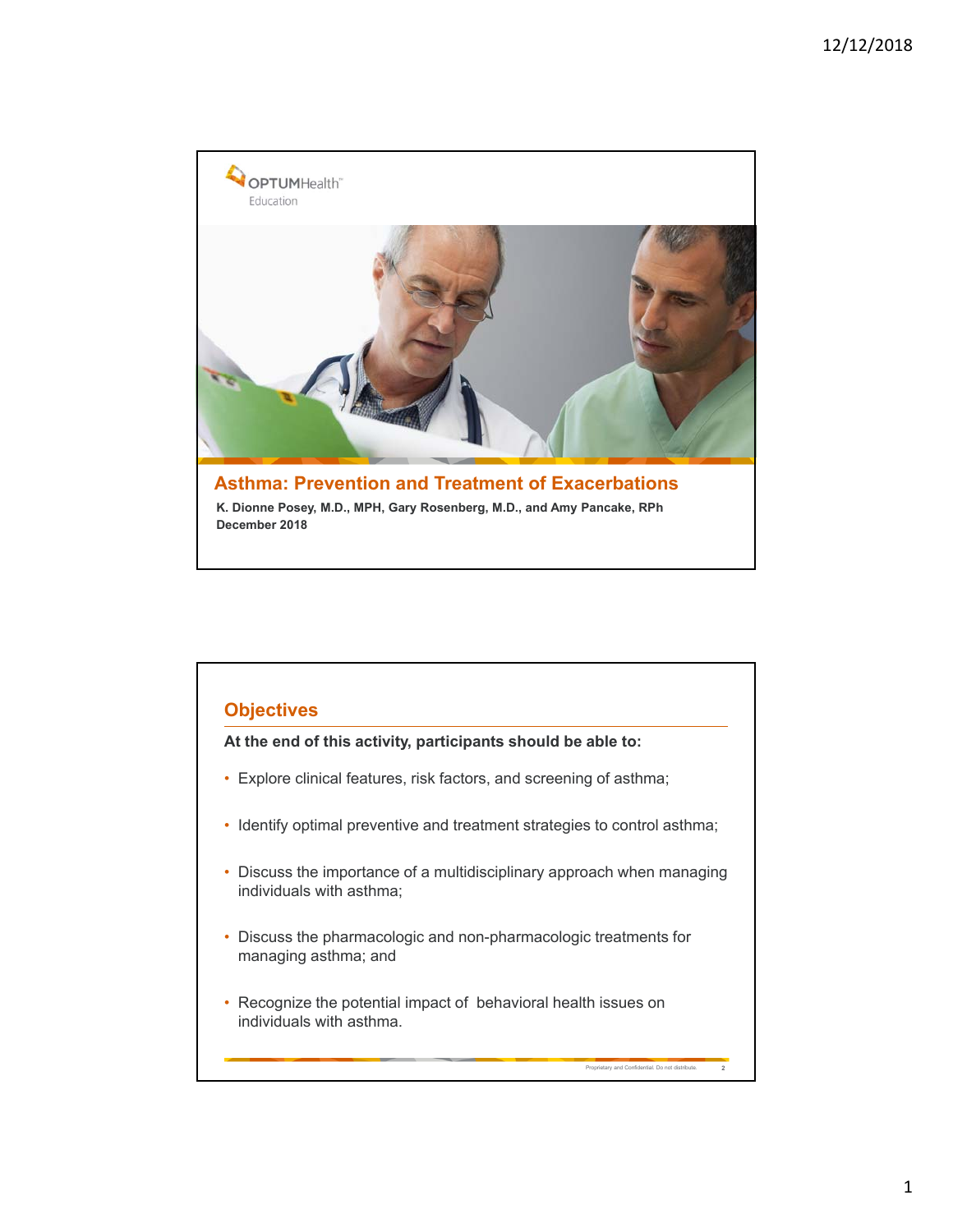OPTUMHealth™ Education

# Asthma: Prevention and Treatment of Exacerbations

**K. Dionne Posey, M.D., MPH, Gary Rosenberg, M.D., and Amy Pancake, RPh**
**December 2018**

## Objectives

**At the end of this activity, participants should be able to:**

- Explore clinical features, risk factors, and screening of asthma;
- Identify optimal preventive and treatment strategies to control asthma;
- Discuss the importance of a multidisciplinary approach when managing individuals with asthma;
- Discuss the pharmacologic and non-pharmacologic treatments for managing asthma; and
- Recognize the potential impact of behavioral health issues on individuals with asthma.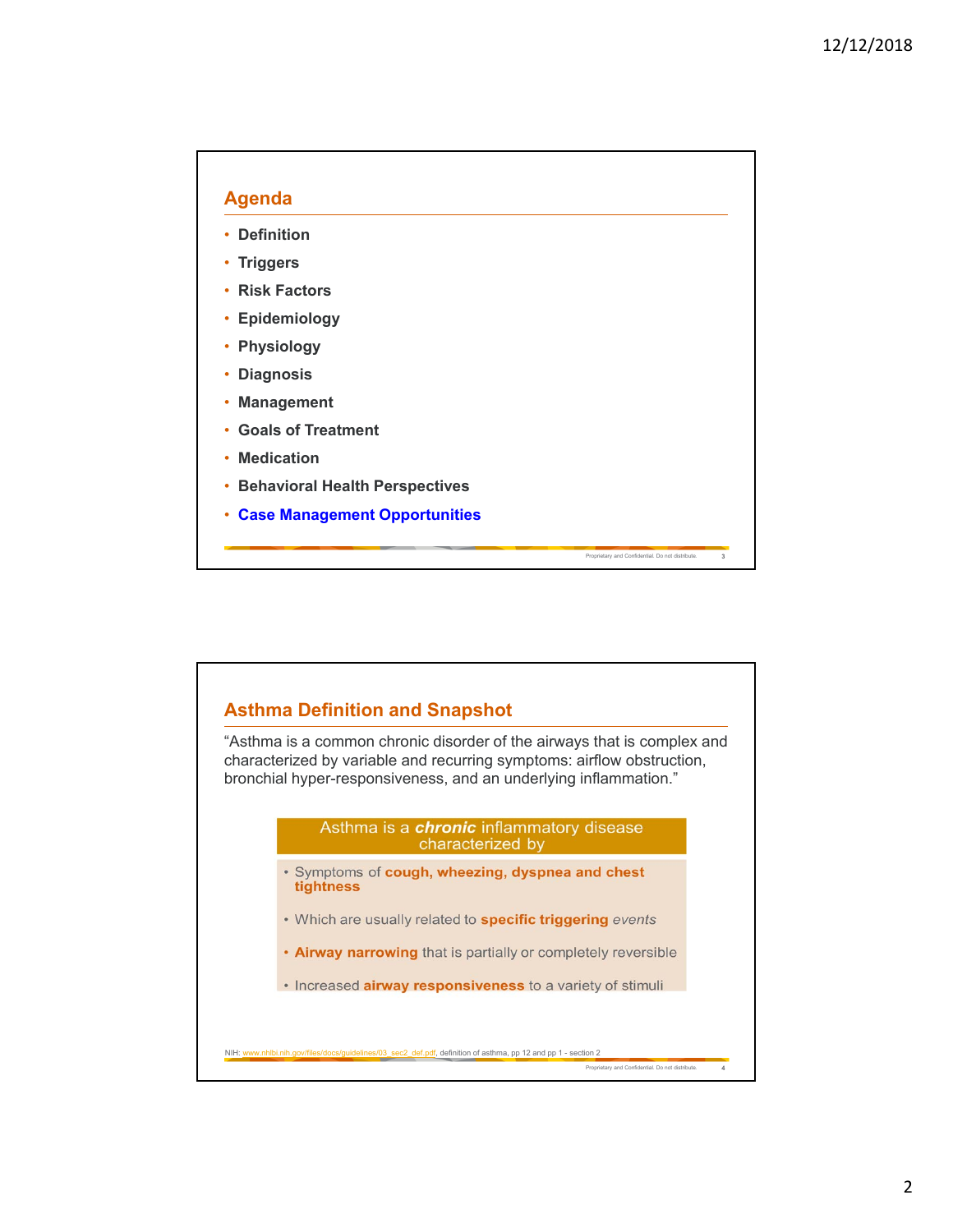## Agenda

- Definition
- Triggers
- Risk Factors
- Epidemiology
- Physiology
- Diagnosis
- Management
- Goals of Treatment
- Medication
- Behavioral Health Perspectives
- **Case Management Opportunities**

## Asthma Definition and Snapshot

"Asthma is a common chronic disorder of the airways that is complex and characterized by variable and recurring symptoms: airflow obstruction, bronchial hyper-responsiveness, and an underlying inflammation."

**Asthma is a *chronic* inflammatory disease characterized by**

- Symptoms of **cough, wheezing, dyspnea and chest tightness**
- Which are usually related to **specific triggering** *events*
- **Airway narrowing** that is partially or completely reversible
- Increased **airway responsiveness** to a variety of stimuli

NIH: www.nhlbi.nih.gov/files/docs/guidelines/03_sec2_def.pdf, definition of asthma, pp 12 and pp 1 - section 2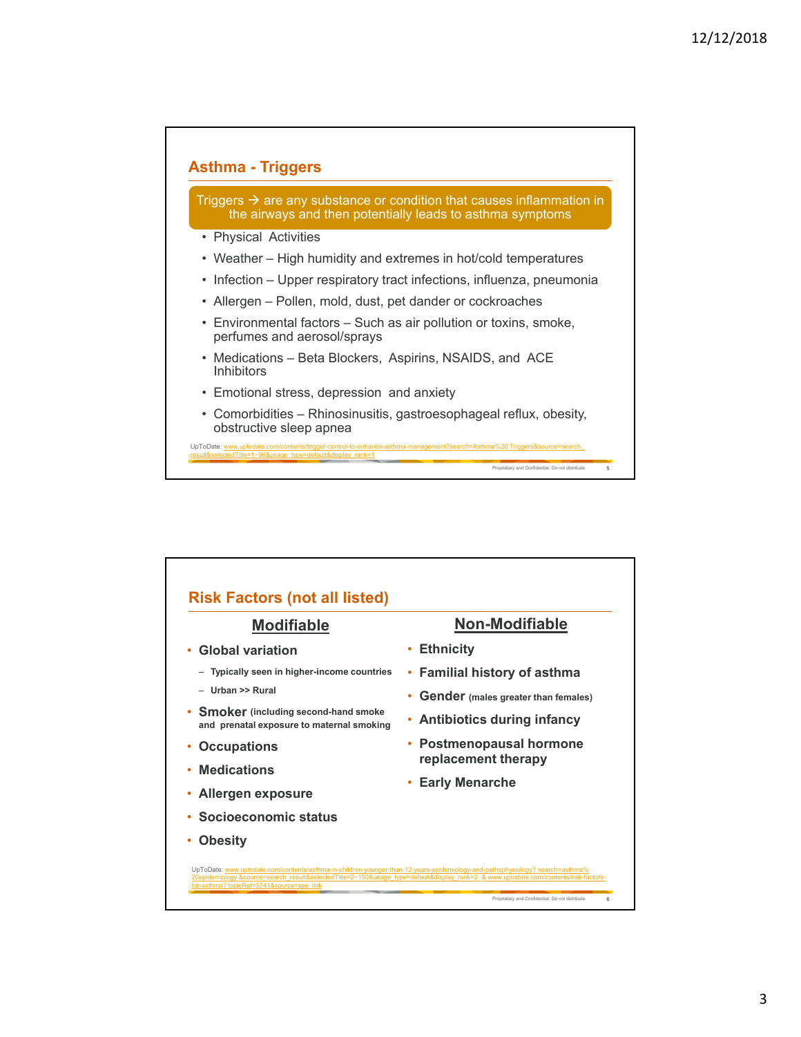## Asthma - Triggers

Triggers → are any substance or condition that causes inflammation in the airways and then potentially leads to asthma symptoms

- Physical Activities
- Weather – High humidity and extremes in hot/cold temperatures
- Infection – Upper respiratory tract infections, influenza, pneumonia
- Allergen – Pollen, mold, dust, pet dander or cockroaches
- Environmental factors – Such as air pollution or toxins, smoke, perfumes and aerosol/sprays
- Medications – Beta Blockers, Aspirins, NSAIDS, and ACE Inhibitors
- Emotional stress, depression and anxiety
- Comorbidities – Rhinosinusitis, gastroesophageal reflux, obesity, obstructive sleep apnea

UpToDate: www.uptodate.com/contents/trigger-control-to-enhance-asthma-management?search=Asthma%20 Triggers&source=search_result&selectedTitle=1~96&usage_type=default&display_rank=1

## Risk Factors (not all listed)

### Modifiable

- **Global variation**
  - **Typically seen in higher-income countries**
  - **Urban >> Rural**
- **Smoker (including second-hand smoke and prenatal exposure to maternal smoking**
- **Occupations**
- **Medications**
- **Allergen exposure**
- **Socioeconomic status**
- **Obesity**

### Non-Modifiable

- **Ethnicity**
- **Familial history of asthma**
- **Gender (males greater than females)**
- **Antibiotics during infancy**
- **Postmenopausal hormone replacement therapy**
- **Early Menarche**

UpToDate: www.uptodate.com/contents/asthma-in-children-younger-than-12-years-epidemiology-and-pathophysiology? search=asthma%20epidemiology &source=search_result&selectedTitle=2~150&usage_type=default&display_rank=2 & www.uptodate.com/contents/risk-factors-for-asthma? topicRef=5741&source=see_link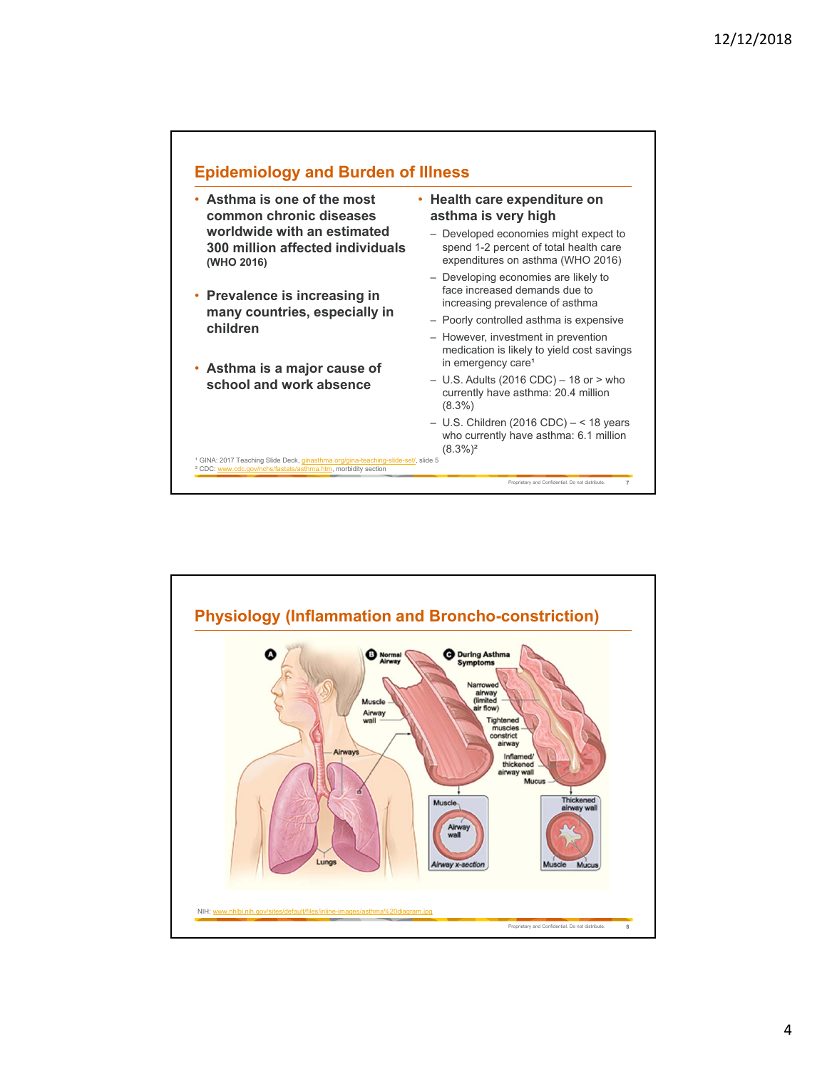## Epidemiology and Burden of Illness

- Asthma is one of the most common chronic diseases worldwide with an estimated 300 million affected individuals (WHO 2016)
- Prevalence is increasing in many countries, especially in children
- Asthma is a major cause of school and work absence
- Health care expenditure on asthma is very high
  - Developed economies might expect to spend 1-2 percent of total health care expenditures on asthma (WHO 2016)
  - Developing economies are likely to face increased demands due to increasing prevalence of asthma
  - Poorly controlled asthma is expensive
  - However, investment in prevention medication is likely to yield cost savings in emergency care[1]
  - U.S. Adults (2016 CDC) – 18 or > who currently have asthma: 20.4 million (8.3%)
  - U.S. Children (2016 CDC) – < 18 years who currently have asthma: 6.1 million (8.3%)[2]

[1] GINA: 2017 Teaching Slide Deck, ginasthma.org/gina-teaching-slide-set/, slide 5
[2] CDC: www.cdc.gov/nchs/fastats/asthma.htm, morbidity section

Proprietary and Confidential. Do not distribute.

## Physiology (Inflammation and Broncho-constriction)

A — Airways, Lungs

B — Normal Airway: Muscle, Airway wall; Airway x-section: Muscle, Airway wall

C — During Asthma Symptoms: Narrowed airway (limited air flow), Tightened muscles constrict airway, Inflamed/thickened airway wall, Mucus; Thickened airway wall, Muscle, Mucus

NIH: www.nhlbi.nih.gov/sites/default/files/inline-images/asthma%20diagram.jpg

Proprietary and Confidential. Do not distribute.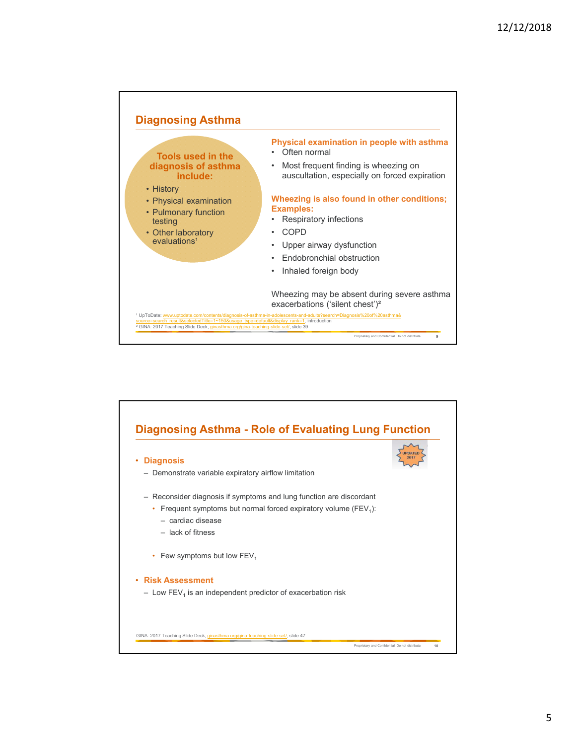## Diagnosing Asthma

**Tools used in the diagnosis of asthma include:**

- History
- Physical examination
- Pulmonary function testing
- Other laboratory evaluations[1]

**Physical examination in people with asthma**

- Often normal
- Most frequent finding is wheezing on auscultation, especially on forced expiration

**Wheezing is also found in other conditions; Examples:**

- Respiratory infections
- COPD
- Upper airway dysfunction
- Endobronchial obstruction
- Inhaled foreign body

Wheezing may be absent during severe asthma exacerbations ('silent chest')[2]

[1] UpToDate: www.uptodate.com/contents/diagnosis-of-asthma-in-adolescents-and-adults?search=Diagnosis%20of%20asthma&source=search_result&selectedTitle=1~150&usage_type=default&display_rank=1, introduction
[2] GINA: 2017 Teaching Slide Deck, ginasthma.org/gina-teaching-slide-set/, slide 39

## Diagnosing Asthma - Role of Evaluating Lung Function

UPDATED 2017

- **Diagnosis**
  - Demonstrate variable expiratory airflow limitation
  - Reconsider diagnosis if symptoms and lung function are discordant
    - Frequent symptoms but normal forced expiratory volume ($FEV_1$):
      - cardiac disease
      - lack of fitness
    - Few symptoms but low $FEV_1$
- **Risk Assessment**
  - Low $FEV_1$ is an independent predictor of exacerbation risk

GINA: 2017 Teaching Slide Deck, ginasthma.org/gina-teaching-slide-set/, slide 47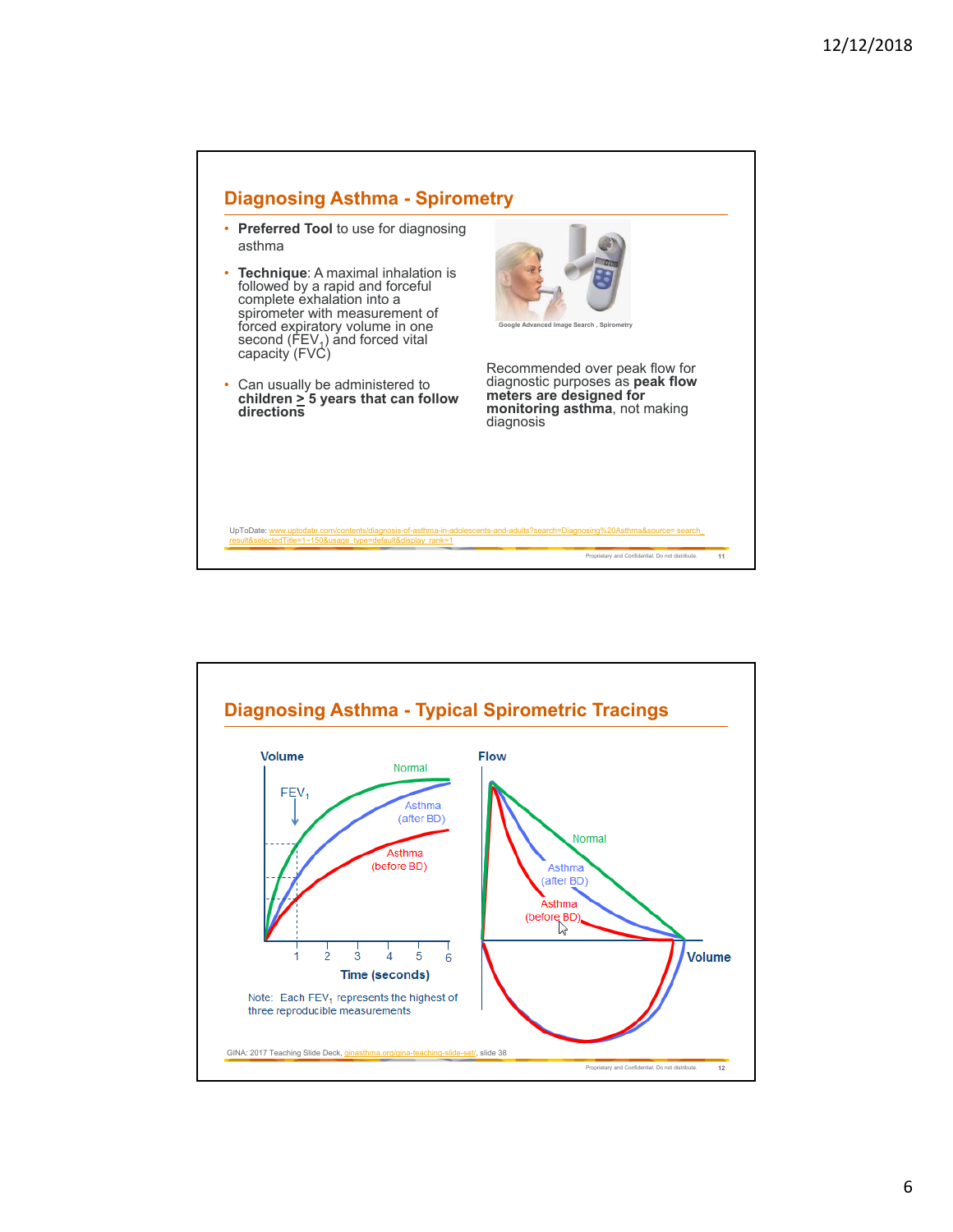## Diagnosing Asthma - Spirometry

- **Preferred Tool** to use for diagnosing asthma
- **Technique**: A maximal inhalation is followed by a rapid and forceful complete exhalation into a spirometer with measurement of forced expiratory volume in one second ($FEV_1$) and forced vital capacity (FVC)
- Can usually be administered to **children ≥ 5 years that can follow directions**

Google Advanced Image Search , Spirometry

Recommended over peak flow for diagnostic purposes as **peak flow meters are designed for monitoring asthma**, not making diagnosis

UpToDate: www.uptodate.com/contents/diagnosis-of-asthma-in-adolescents-and-adults?search=Diagnosing%20Asthma&source= search_result&selectedTitle=1~150&usage_type=default&display_rank=1

## Diagnosing Asthma - Typical Spirometric Tracings

Note: Each $FEV_1$ represents the highest of three reproducible measurements

GINA: 2017 Teaching Slide Deck, ginasthma.org/gina-teaching-slide-set/, slide 38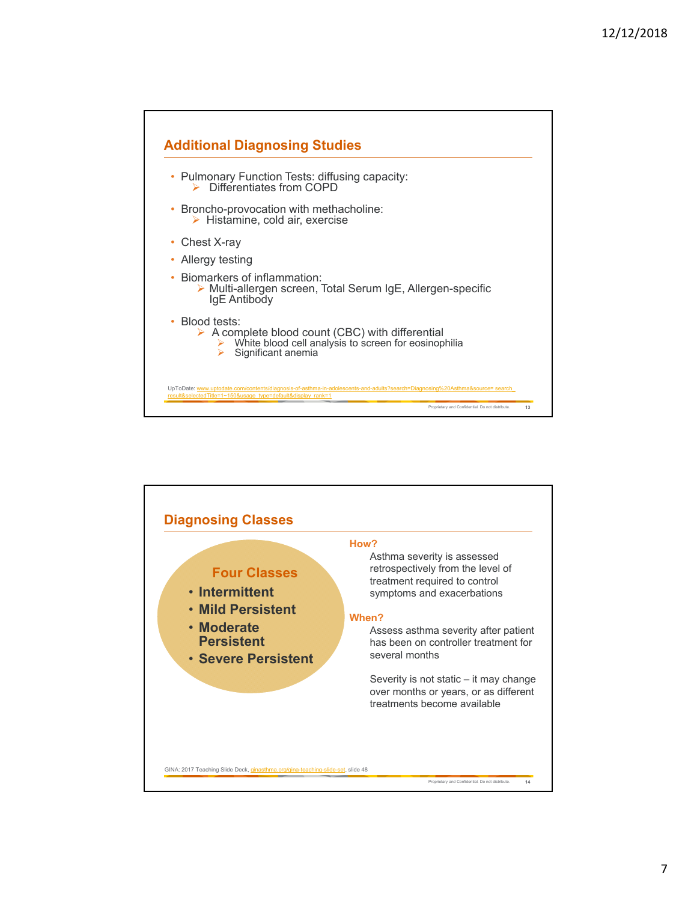## Additional Diagnosing Studies

- Pulmonary Function Tests: diffusing capacity:
  - Differentiates from COPD
- Broncho-provocation with methacholine:
  - Histamine, cold air, exercise
- Chest X-ray
- Allergy testing
- Biomarkers of inflammation:
  - Multi-allergen screen, Total Serum IgE, Allergen-specific IgE Antibody
- Blood tests:
  - A complete blood count (CBC) with differential
    - White blood cell analysis to screen for eosinophilia
    - Significant anemia

UpToDate: www.uptodate.com/contents/diagnosis-of-asthma-in-adolescents-and-adults?search=Diagnosing%20Asthma&source= search_result&selectedTitle=1~150&usage_type=default&display_rank=1

## Diagnosing Classes

**Four Classes**

- **Intermittent**
- **Mild Persistent**
- **Moderate Persistent**
- **Severe Persistent**

**How?**

Asthma severity is assessed retrospectively from the level of treatment required to control symptoms and exacerbations

**When?**

Assess asthma severity after patient has been on controller treatment for several months

Severity is not static – it may change over months or years, or as different treatments become available

GINA: 2017 Teaching Slide Deck, ginasthma.org/gina-teaching-slide-set, slide 48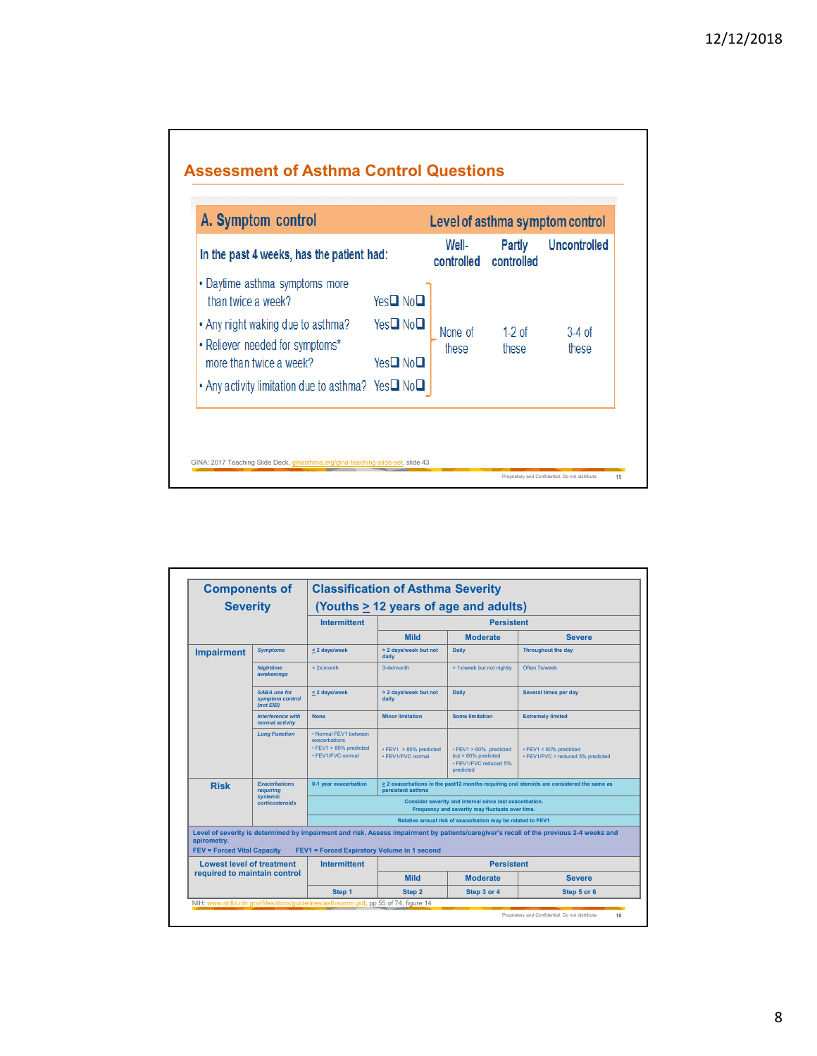## Assessment of Asthma Control Questions

| A. Symptom control | | Level of asthma symptom control | | |
|---|---|---|---|---|
| In the past 4 weeks, has the patient had: | | Well-controlled | Partly controlled | Uncontrolled |
| • Daytime asthma symptoms more than twice a week? | Yes❑ No❑ | None of these | 1-2 of these | 3-4 of these |
| • Any night waking due to asthma? | Yes❑ No❑ | | | |
| • Reliever needed for symptoms* more than twice a week? | Yes❑ No❑ | | | |
| • Any activity limitation due to asthma? | Yes❑ No❑ | | | |

GINA: 2017 Teaching Slide Deck, ginasthma.org/gina-teaching-slide-set, slide 43

Proprietary and Confidential. Do not distribute.

| Components of Severity | | Classification of Asthma Severity (Youths ≥ 12 years of age and adults) | | | |
|---|---|---|---|---|---|
| | | Intermittent | Persistent | | |
| | | | Mild | Moderate | Severe |
| Impairment | *Symptoms* | ≤2 days/week | > 2 days/week but not daily | Daily | Throughout the day |
| | *Nighttime awakenings* | < 2x/month | 3-4x/month | > 1x/week but not nightly | Often 7x/week |
| | *SABA use for symptom control (not EIB)* | ≤2 days/week | > 2 days/week but not daily | Daily | Several times per day |
| | *Interference with normal activity* | None | Minor limitation | Some limitation | Extremely limited |
| | *Lung Function* | • Normal FEV1 between exacerbations<br>• FEV1 > 80% predicted<br>• FEV1/FVC normal | • FEV1 > 80% predicted<br>• FEV1/FVC normal | • FEV1 > 60% predicted but < 80% predicted<br>• FEV1/FVC reduced 5% predicted | • FEV1 < 60% predicted<br>• FEV1/FVC > reduced 5% predicted |
| Risk | *Exacerbations requiring systemic corticosteroids* | 0-1 year exacerbation | ≥ 2 exacerbations in the past12 months requiring oral steroids are considered the same as persistent asthma | | |
| | | Consider severity and interval since last exacerbation. Frequency and severity may fluctuate over time. | | | |
| | | Relative annual risk of exacerbation may be related to FEV1 | | | |
| Level of severity is determined by impairment and risk. Assess impairment by patients/caregiver's recall of the previous 2-4 weeks and spirometry.<br>FEV = Forced Vital Capacity FEV1 = Forced Expiratory Volume in 1 second | | | | | |
| Lowest level of treatment required to maintain control | | Intermittent | Persistent | | |
| | | | Mild | Moderate | Severe |
| | | Step 1 | Step 2 | Step 3 or 4 | Step 5 or 6 |

NIH: www.nhlbi.nih.gov/files/docs/guidelines/asthsumm.pdf, pp 55 of 74, figure 14

Proprietary and Confidential. Do not distribute.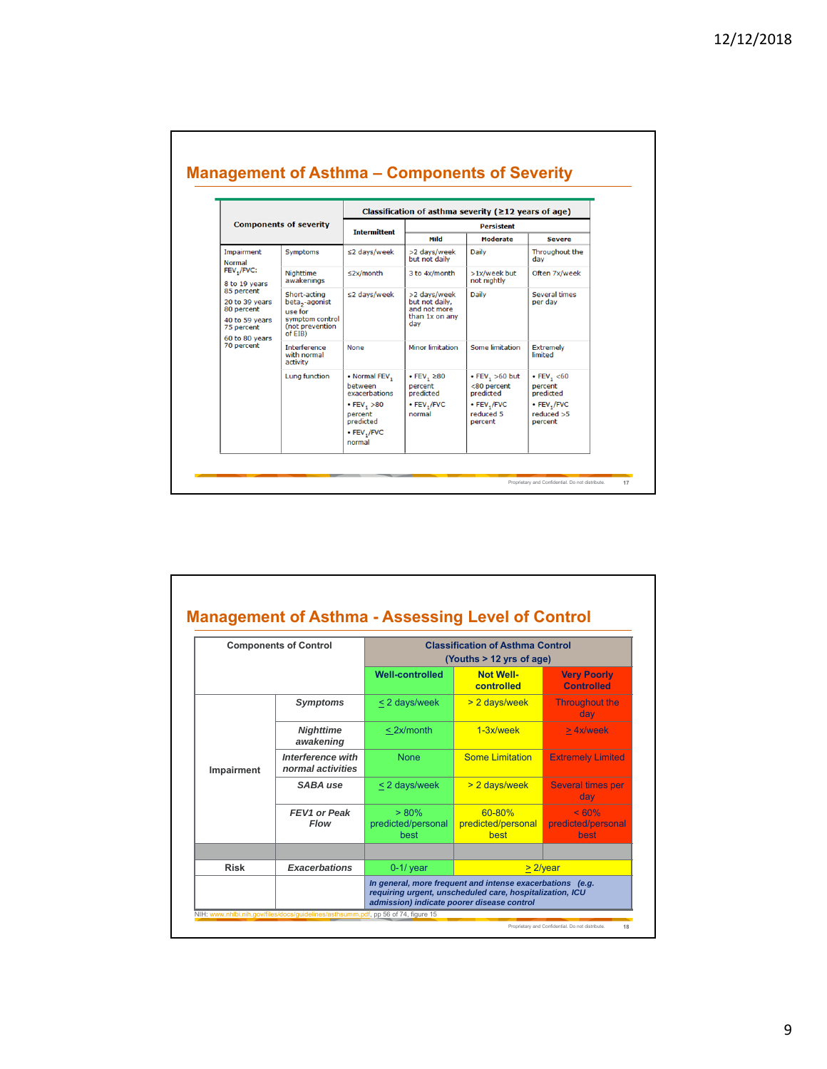## Management of Asthma – Components of Severity

| Components of severity | | Classification of asthma severity (≥12 years of age) | | | |
|---|---|---|---|---|---|
| | | Intermittent | Persistent | | |
| | | | Mild | Moderate | Severe |
| Impairment<br>Normal $FEV_1$/FVC:<br>8 to 19 years 85 percent<br>20 to 39 years 80 percent<br>40 to 59 years 75 percent<br>60 to 80 years 70 percent | Symptoms | ≤2 days/week | >2 days/week but not daily | Daily | Throughout the day |
| | Nighttime awakenings | ≤2x/month | 3 to 4x/month | >1x/week but not nightly | Often 7x/week |
| | Short-acting $beta_2$-agonist use for symptom control (not prevention of EIB) | ≤2 days/week | >2 days/week but not daily, and not more than 1x on any day | Daily | Several times per day |
| | Interference with normal activity | None | Minor limitation | Some limitation | Extremely limited |
| | Lung function | • Normal $FEV_1$ between exacerbations<br>• $FEV_1$ >80 percent predicted<br>• $FEV_1$/FVC normal | • $FEV_1$ ≥80 percent predicted<br>• $FEV_1$/FVC normal | • $FEV_1$ >60 but <80 percent predicted<br>• $FEV_1$/FVC reduced 5 percent | • $FEV_1$ <60 percent predicted<br>• $FEV_1$/FVC reduced >5 percent |

## Management of Asthma - Assessing Level of Control

| Components of Control | | Classification of Asthma Control (Youths > 12 yrs of age) | | |
|---|---|---|---|---|
| | | Well-controlled | Not Well-controlled | Very Poorly Controlled |
| Impairment | *Symptoms* | ≤ 2 days/week | > 2 days/week | Throughout the day |
| | *Nighttime awakening* | ≤ 2x/month | 1-3x/week | ≥ 4x/week |
| | *Interference with normal activities* | None | Some Limitation | Extremely Limited |
| | *SABA use* | ≤ 2 days/week | > 2 days/week | Several times per day |
| | *FEV1 or Peak Flow* | > 80% predicted/personal best | 60-80% predicted/personal best | < 60% predicted/personal best |
| | | | | |
| Risk | *Exacerbations* | 0-1/ year | ≥ 2/year | |
| | | ***In general, more frequent and intense exacerbations (e.g. requiring urgent, unscheduled care, hospitalization, ICU admission) indicate poorer disease control*** | | |

NIH: www.nhlbi.nih.gov/files/docs/guidelines/asthsumm.pdf, pp 56 of 74, figure 15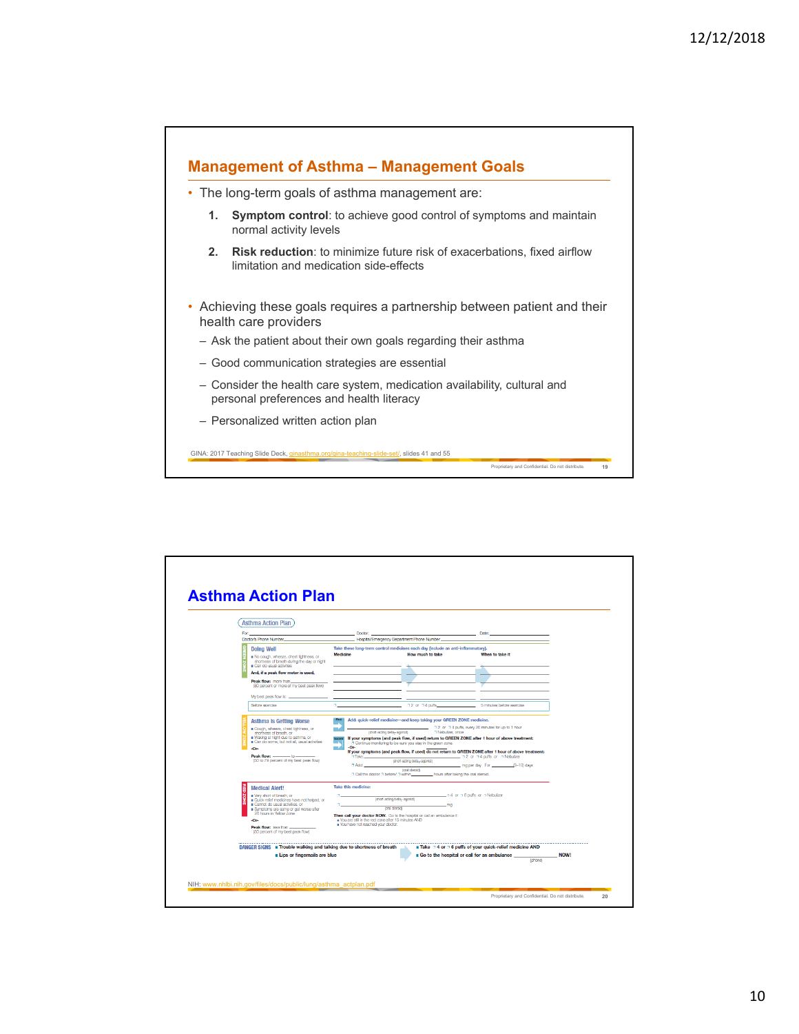## Management of Asthma – Management Goals

- The long-term goals of asthma management are:
  1. **Symptom control**: to achieve good control of symptoms and maintain normal activity levels
  2. **Risk reduction**: to minimize future risk of exacerbations, fixed airflow limitation and medication side-effects

- Achieving these goals requires a partnership between patient and their health care providers
  - Ask the patient about their own goals regarding their asthma
  - Good communication strategies are essential
  - Consider the health care system, medication availability, cultural and personal preferences and health literacy
  - Personalized written action plan

GINA: 2017 Teaching Slide Deck, ginasthma.org/gina-teaching-slide-set/, slides 41 and 55

Proprietary and Confidential. Do not distribute.

## Asthma Action Plan

Asthma Action Plan

For: Doctor: Date:

Doctor's Phone Number Hospital/Emergency Department Phone Number

**GREEN ZONE**

**Doing Well**

- No cough, wheeze, chest tightness, or shortness of breath during the day or night
- Can do usual activities

**And, if a peak flow meter is used,**

**Peak flow:** more than ______ (80 percent or more of my best peak flow)

My best peak flow is: ______

**Take these long-term control medicines each day (include an anti-inflammatory).**

| Medicine | How much to take | When to take it |
|---|---|---|
| | | |
| | | |
| | | |
| | | |

Before exercise ☐ ______ ☐ 2 or ☐ 4 puffs ______ 5 minutes before exercise

**YELLOW ZONE**

**Asthma Is Getting Worse**

- Cough, wheeze, chest tightness, or shortness of breath, or
- Waking at night due to asthma, or
- Can do some, but not all, usual activities

**-Or-**

**Peak flow:** ______ to ______ (50 to 79 percent of my best peak flow)

**First** Add: quick-relief medicine—and keep taking your GREEN ZONE medicine.

☐ ______ (short-acting beta$_2$-agonist) ☐ 2 or ☐ 4 puffs, every 20 minutes for up to 1 hour ☐ Nebulizer, once

**Second** If your symptoms (and peak flow, if used) return to GREEN ZONE after 1 hour of above treatment:

☐ Continue monitoring to be sure you stay in the green zone.

**-Or-**

If your symptoms (and peak flow, if used) do not return to GREEN ZONE after 1 hour of above treatment:

☐ Take: ______ (short-acting beta$_2$-agonist) ☐ 2 or ☐ 4 puffs or ☐ Nebulizer

☐ Add: ______ (oral steroid) ______ mg per day For ______ (3–10) days

☐ Call the doctor ☐ before/ ☐ within ______ hours after taking the oral steroid.

**RED ZONE**

**Medical Alert!**

- Very short of breath, or
- Quick-relief medicines have not helped, or
- Cannot do usual activities, or
- Symptoms are same or get worse after 24 hours in Yellow Zone

**-Or-**

**Peak flow:** less than ______ (50 percent of my best peak flow)

**Take this medicine:**

☐ ______ (short-acting beta$_2$-agonist) ☐ 4 or ☐ 6 puffs or ☐ Nebulizer

☐ ______ (oral steroid) ______ mg

**Then call your doctor NOW.** Go to the hospital or call an ambulance if:

- You are still in the red zone after 15 minutes AND
- You have not reached your doctor.

**DANGER SIGNS**

- **Trouble walking and talking due to shortness of breath**
- **Lips or fingernails are blue**

- **Take ☐ 4 or ☐ 6 puffs of your quick-relief medicine AND**
- **Go to the hospital or call for an ambulance** ______ (phone) **NOW!**

NIH: www.nhlbi.nih.gov/files/docs/public/lung/asthma_actplan.pdf

Proprietary and Confidential. Do not distribute.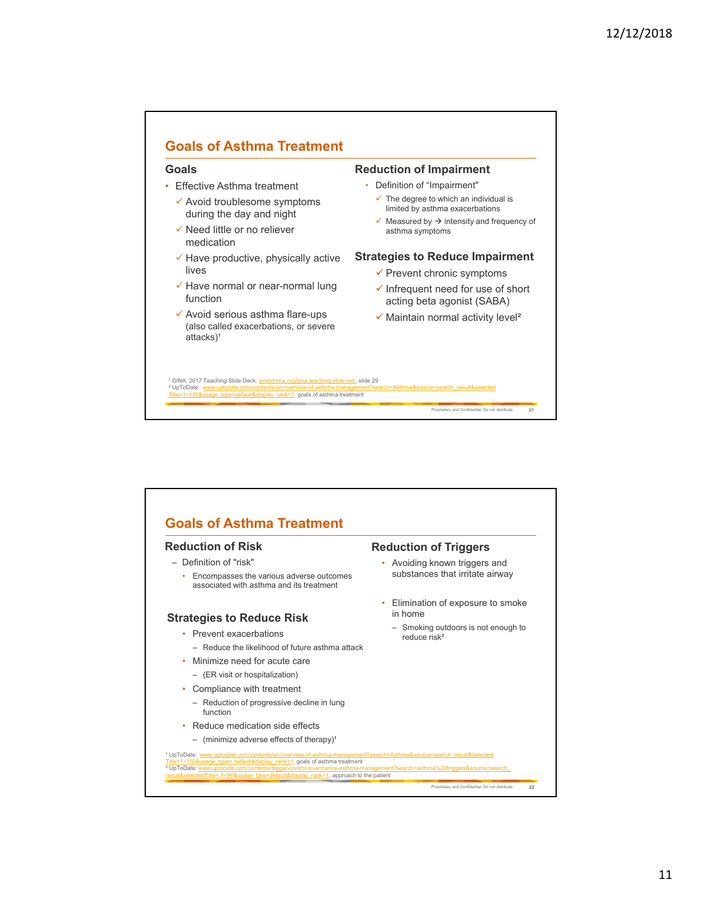## Goals of Asthma Treatment

### Goals

- Effective Asthma treatment
  - ✓ Avoid troublesome symptoms during the day and night
  - ✓ Need little or no reliever medication
  - ✓ Have productive, physically active lives
  - ✓ Have normal or near-normal lung function
  - ✓ Avoid serious asthma flare-ups (also called exacerbations, or severe attacks)[1]

### Reduction of Impairment

- Definition of "Impairment"
  - ✓ The degree to which an individual is limited by asthma exacerbations
  - ✓ Measured by → intensity and frequency of asthma symptoms

### Strategies to Reduce Impairment

- ✓ Prevent chronic symptoms
- ✓ Infrequent need for use of short acting beta agonist (SABA)
- ✓ Maintain normal activity level[2]

[1] GINA: 2017 Teaching Slide Deck, ginasthma.org/gina-teaching-slide-set/, slide 29
[2] UpToDate: www.uptodate.com/contents/an-overview-of-asthma-management?search=Asthma&source=search_result&selectedTitle=1~150&usage_type=default&display_rank=1, goals of asthma treatment

## Goals of Asthma Treatment

### Reduction of Risk

- Definition of "risk"
  - Encompasses the various adverse outcomes associated with asthma and its treatment

### Strategies to Reduce Risk

- Prevent exacerbations
  - Reduce the likelihood of future asthma attack
- Minimize need for acute care
  - (ER visit or hospitalization)
- Compliance with treatment
  - Reduction of progressive decline in lung function
- Reduce medication side effects
  - (minimize adverse effects of therapy)[1]

### Reduction of Triggers

- Avoiding known triggers and substances that irritate airway
- Elimination of exposure to smoke in home
  - Smoking outdoors is not enough to reduce risk[2]

[1] UpToDate: www.uptodate.com/contents/an-overview-of-asthma-management?search=Asthma&source=search_result&selectedTitle=1~150&usage_type=default&display_rank=1, goals of asthma treatment
[2] UpToDate: www.uptodate.com/contents/trigger-control-to-enhance-asthma-management?search=asthma%20triggers&source=search_result&selectedTitle=1~96&usage_type=default&display_rank=1, approach to the patient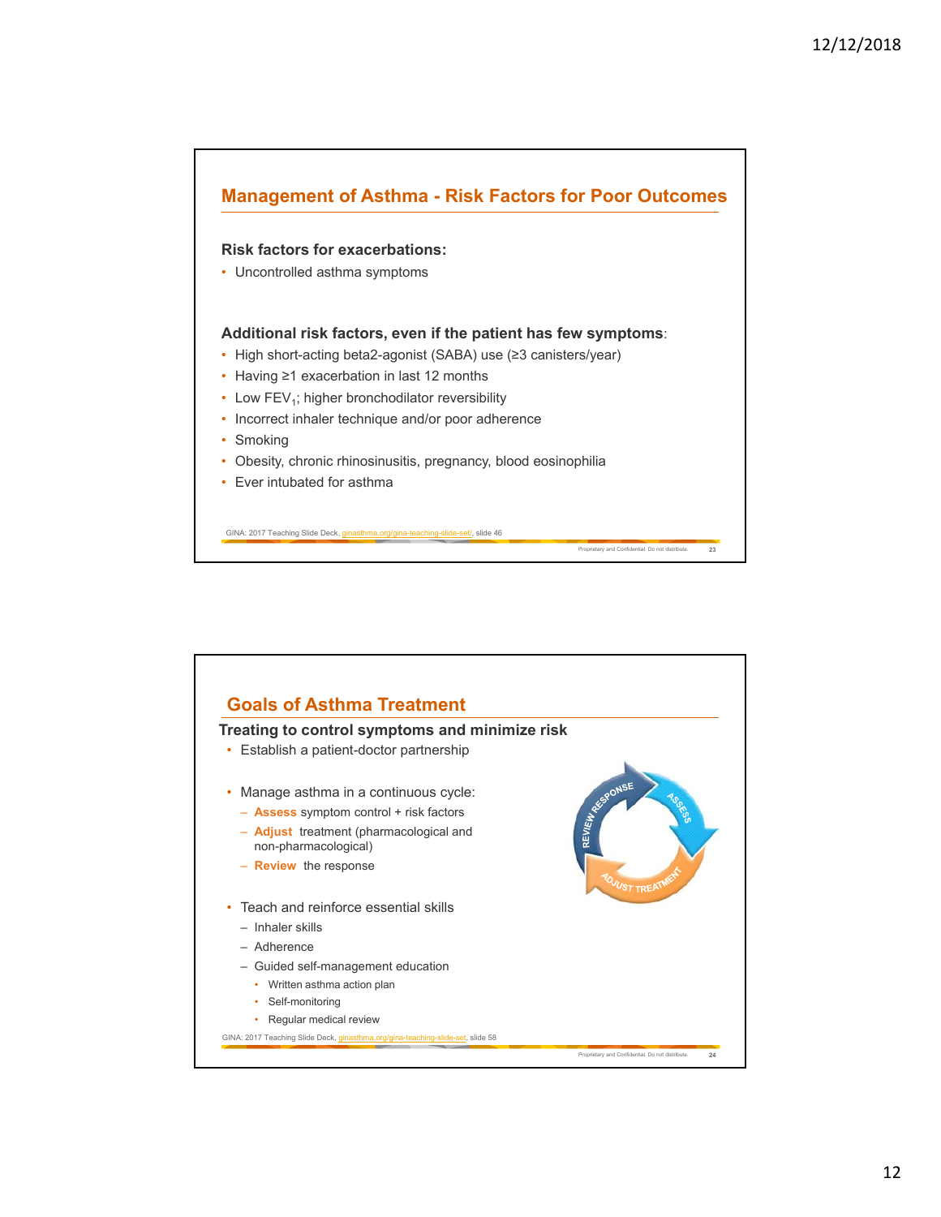## Management of Asthma - Risk Factors for Poor Outcomes

**Risk factors for exacerbations:**

- Uncontrolled asthma symptoms

**Additional risk factors, even if the patient has few symptoms**:

- High short-acting beta2-agonist (SABA) use (≥3 canisters/year)
- Having ≥1 exacerbation in last 12 months
- Low $FEV_1$; higher bronchodilator reversibility
- Incorrect inhaler technique and/or poor adherence
- Smoking
- Obesity, chronic rhinosinusitis, pregnancy, blood eosinophilia
- Ever intubated for asthma

GINA: 2017 Teaching Slide Deck, ginasthma.org/gina-teaching-slide-set/, slide 46

Proprietary and Confidential. Do not distribute.

## Goals of Asthma Treatment

**Treating to control symptoms and minimize risk**

- Establish a patient-doctor partnership
- Manage asthma in a continuous cycle:
  - **Assess** symptom control + risk factors
  - **Adjust** treatment (pharmacological and non-pharmacological)
  - **Review** the response
- Teach and reinforce essential skills
  - Inhaler skills
  - Adherence
  - Guided self-management education
    - Written asthma action plan
    - Self-monitoring
    - Regular medical review

REVIEW RESPONSE → ASSESS → ADJUST TREATMENT

GINA: 2017 Teaching Slide Deck, ginasthma.org/gina-teaching-slide-set, slide 58

Proprietary and Confidential. Do not distribute.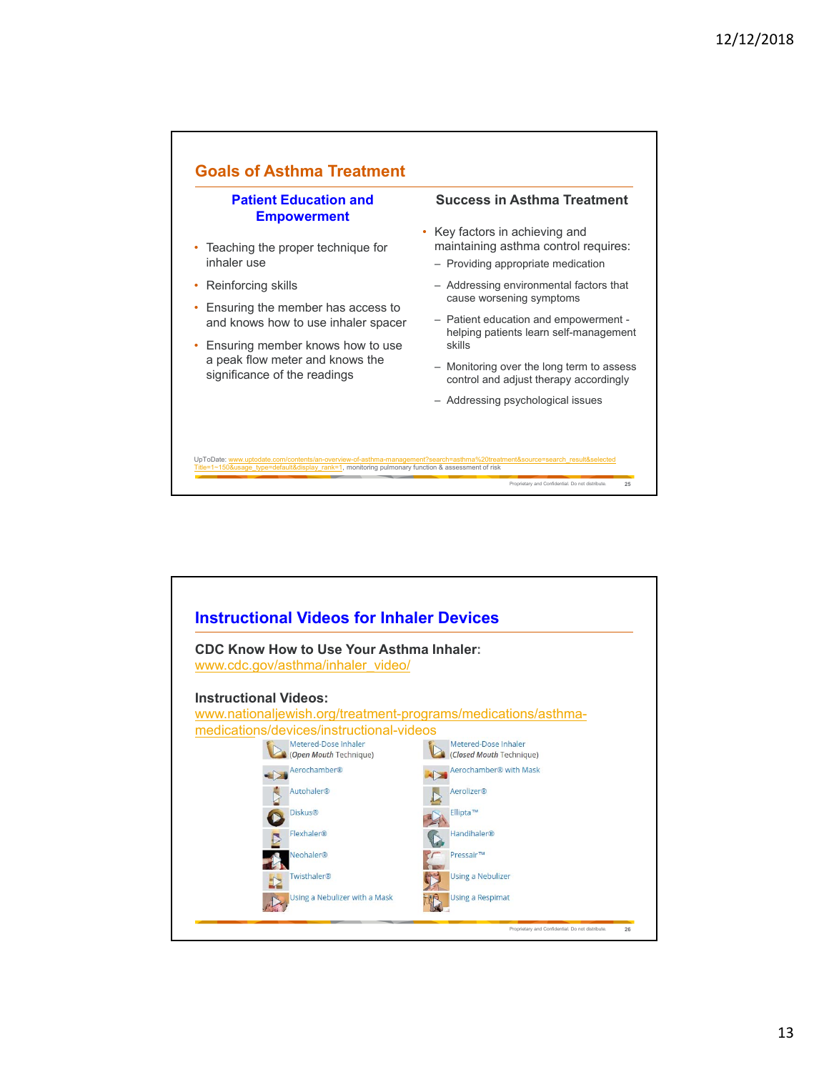## Goals of Asthma Treatment

### Patient Education and Empowerment

- Teaching the proper technique for inhaler use
- Reinforcing skills
- Ensuring the member has access to and knows how to use inhaler spacer
- Ensuring member knows how to use a peak flow meter and knows the significance of the readings

### Success in Asthma Treatment

- Key factors in achieving and maintaining asthma control requires:
  - Providing appropriate medication
  - Addressing environmental factors that cause worsening symptoms
  - Patient education and empowerment - helping patients learn self-management skills
  - Monitoring over the long term to assess control and adjust therapy accordingly
  - Addressing psychological issues

UpToDate: www.uptodate.com/contents/an-overview-of-asthma-management?search=asthma%20treatment&source=search_result&selectedTitle=1~150&usage_type=default&display_rank=1, monitoring pulmonary function & assessment of risk

Proprietary and Confidential. Do not distribute.

## Instructional Videos for Inhaler Devices

**CDC Know How to Use Your Asthma Inhaler:**
www.cdc.gov/asthma/inhaler_video/

**Instructional Videos:**
www.nationaljewish.org/treatment-programs/medications/asthma-medications/devices/instructional-videos

- Metered-Dose Inhaler (*Open Mouth* Technique)
- Metered-Dose Inhaler (*Closed Mouth* Technique)
- Aerochamber®
- Aerochamber® with Mask
- Autohaler®
- Aerolizer®
- Diskus®
- Ellipta™
- Flexhaler®
- Handihaler®
- Neohaler®
- Pressair™
- Twisthaler®
- Using a Nebulizer
- Using a Nebulizer with a Mask
- Using a Respimat

Proprietary and Confidential. Do not distribute.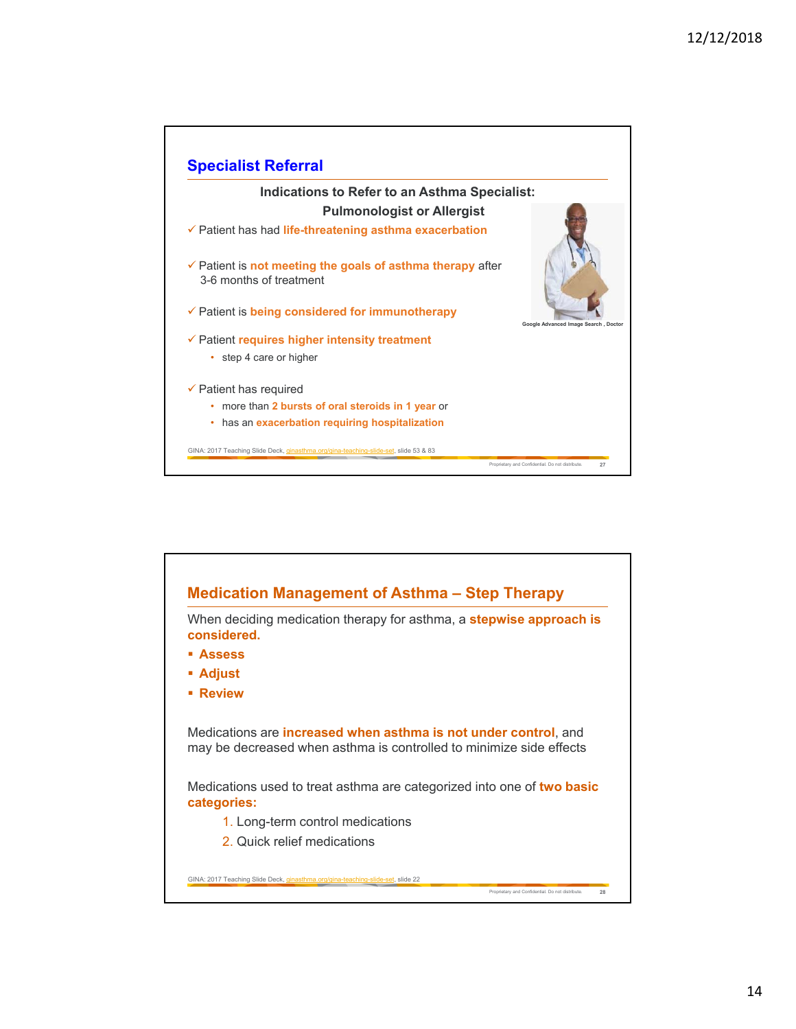## Specialist Referral

**Indications to Refer to an Asthma Specialist: Pulmonologist or Allergist**

✓ Patient has had **life-threatening asthma exacerbation**

✓ Patient is **not meeting the goals of asthma therapy** after 3-6 months of treatment

✓ Patient is **being considered for immunotherapy**

✓ Patient **requires higher intensity treatment**
- step 4 care or higher

✓ Patient has required
- more than **2 bursts of oral steroids in 1 year** or
- has an **exacerbation requiring hospitalization**

Google Advanced Image Search , Doctor

GINA: 2017 Teaching Slide Deck, ginasthma.org/gina-teaching-slide-set, slide 53 & 83

Proprietary and Confidential. Do not distribute.

## Medication Management of Asthma – Step Therapy

When deciding medication therapy for asthma, a **stepwise approach is considered.**

- **Assess**
- **Adjust**
- **Review**

Medications are **increased when asthma is not under control**, and may be decreased when asthma is controlled to minimize side effects

Medications used to treat asthma are categorized into one of **two basic categories:**

1. Long-term control medications
2. Quick relief medications

GINA: 2017 Teaching Slide Deck, ginasthma.org/gina-teaching-slide-set, slide 22

Proprietary and Confidential. Do not distribute.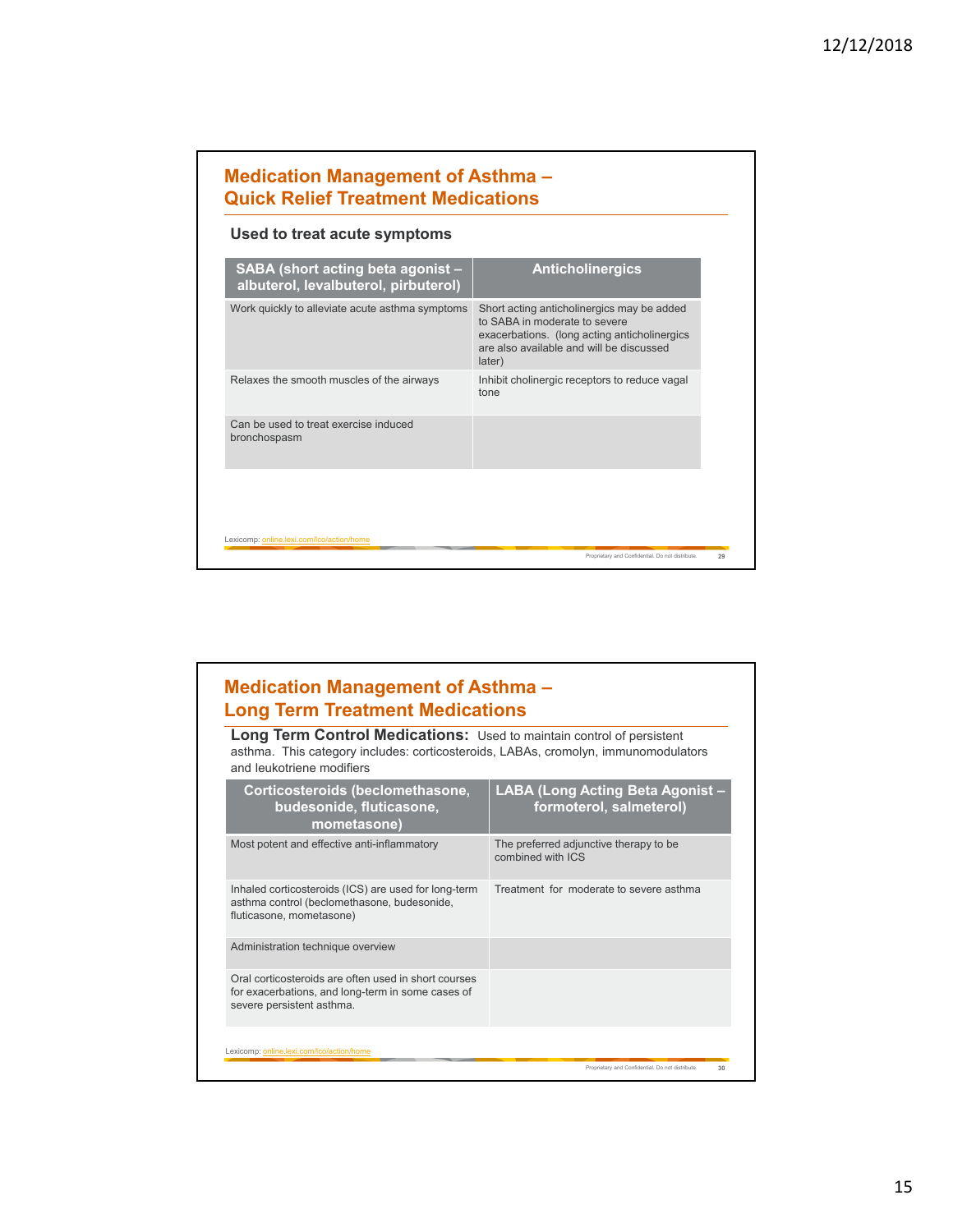## Medication Management of Asthma – Quick Relief Treatment Medications

**Used to treat acute symptoms**

| SABA (short acting beta agonist – albuterol, levalbuterol, pirbuterol) | Anticholinergics |
|---|---|
| Work quickly to alleviate acute asthma symptoms | Short acting anticholinergics may be added to SABA in moderate to severe exacerbations. (long acting anticholinergics are also available and will be discussed later) |
| Relaxes the smooth muscles of the airways | Inhibit cholinergic receptors to reduce vagal tone |
| Can be used to treat exercise induced bronchospasm | |

Lexicomp: online.lexi.com/lco/action/home

## Medication Management of Asthma – Long Term Treatment Medications

**Long Term Control Medications:** Used to maintain control of persistent asthma. This category includes: corticosteroids, LABAs, cromolyn, immunomodulators and leukotriene modifiers

| Corticosteroids (beclomethasone, budesonide, fluticasone, mometasone) | LABA (Long Acting Beta Agonist – formoterol, salmeterol) |
|---|---|
| Most potent and effective anti-inflammatory | The preferred adjunctive therapy to be combined with ICS |
| Inhaled corticosteroids (ICS) are used for long-term asthma control (beclomethasone, budesonide, fluticasone, mometasone) | Treatment for moderate to severe asthma |
| Administration technique overview | |
| Oral corticosteroids are often used in short courses for exacerbations, and long-term in some cases of severe persistent asthma. | |

Lexicomp: online.lexi.com/lco/action/home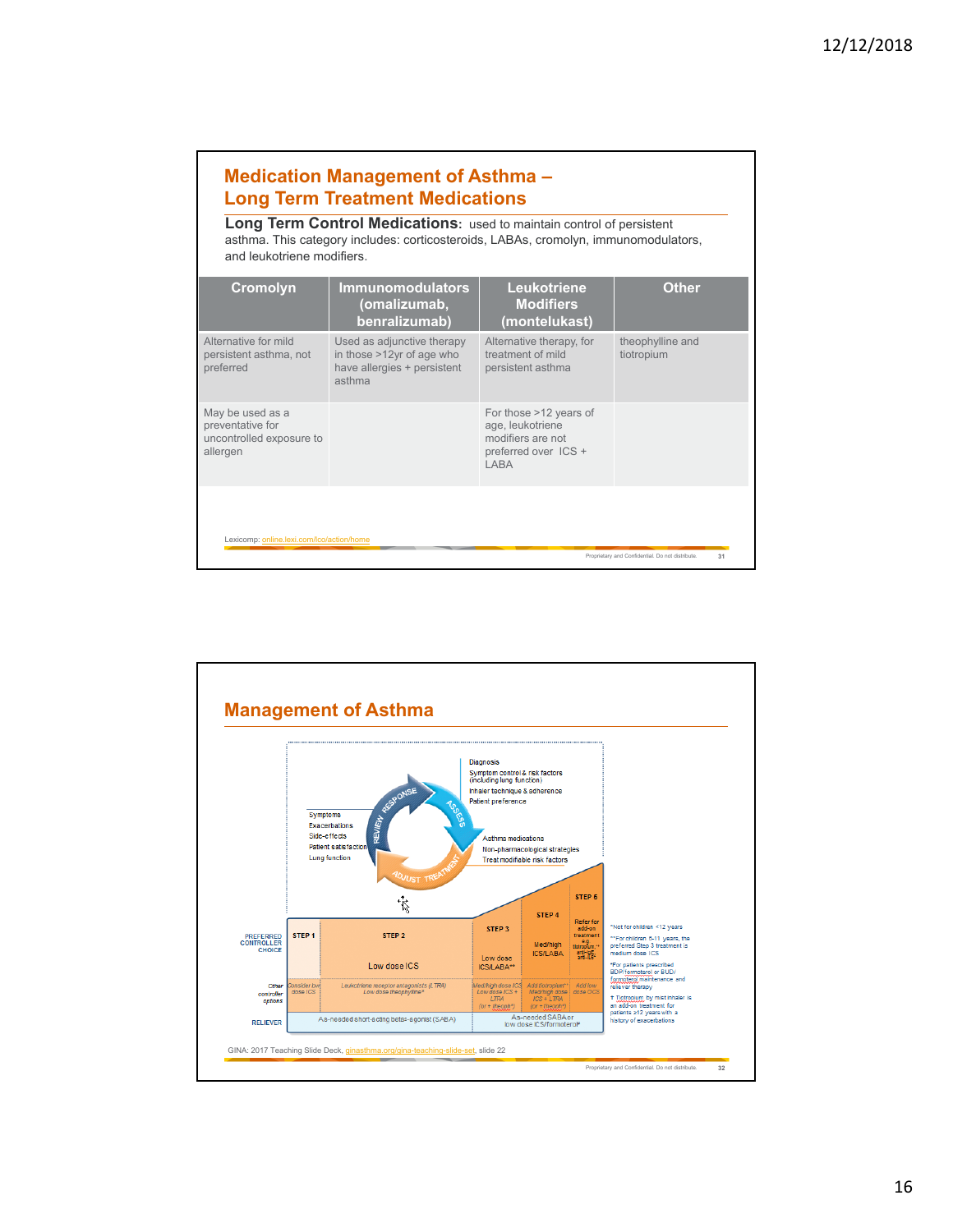## Medication Management of Asthma – Long Term Treatment Medications

**Long Term Control Medications:** used to maintain control of persistent asthma. This category includes: corticosteroids, LABAs, cromolyn, immunomodulators, and leukotriene modifiers.

| Cromolyn | Immunomodulators (omalizumab, benralizumab) | Leukotriene Modifiers (montelukast) | Other |
|---|---|---|---|
| Alternative for mild persistent asthma, not preferred | Used as adjunctive therapy in those >12yr of age who have allergies + persistent asthma | Alternative therapy, for treatment of mild persistent asthma | theophylline and tiotropium |
| May be used as a preventative for uncontrolled exposure to allergen | | For those >12 years of age, leukotriene modifiers are not preferred over ICS + LABA | |

Lexicomp: online.lexi.com/lco/action/home

## Management of Asthma

Diagnosis
Symptom control & risk factors (including lung function)
Inhaler technique & adherence
Patient preference

Symptoms
Exacerbations
Side-effects
Patient satisfaction
Lung function

REVIEW RESPONSE — ASSESS — ADJUST TREATMENT

Asthma medications
Non-pharmacological strategies
Treat modifiable risk factors

| | STEP 1 | STEP 2 | STEP 3 | STEP 4 | STEP 5 |
|---|---|---|---|---|---|
| PREFERRED CONTROLLER CHOICE | | Low dose ICS | Low dose ICS/LABA** | Med/high ICS/LABA | Refer for add-on treatment e.g. tiotropium,*† anti-IgE, anti-IL5* |
| Other controller options | Consider low dose ICS | Leukotriene receptor antagonists (LTRA) Low dose theophylline* | Med/high dose ICS Low dose ICS + LTRA (or + theoph*) | Add tiotropium*† Med/high dose ICS + LTRA (or + theoph*) | Add low dose OCS |
| RELIEVER | As-needed short-acting beta₂-agonist (SABA) | | As-needed SABA or low dose ICS/formoterol# | | |

*Not for children <12 years

**For children 6-11 years, the preferred Step 3 treatment is medium dose ICS

#For patients prescribed BDP/formoterol or BUD/formoterol maintenance and reliever therapy

† Tiotropium by mist inhaler is an add-on treatment for patients ≥12 years with a history of exacerbations

GINA: 2017 Teaching Slide Deck, ginasthma.org/gina-teaching-slide-set, slide 22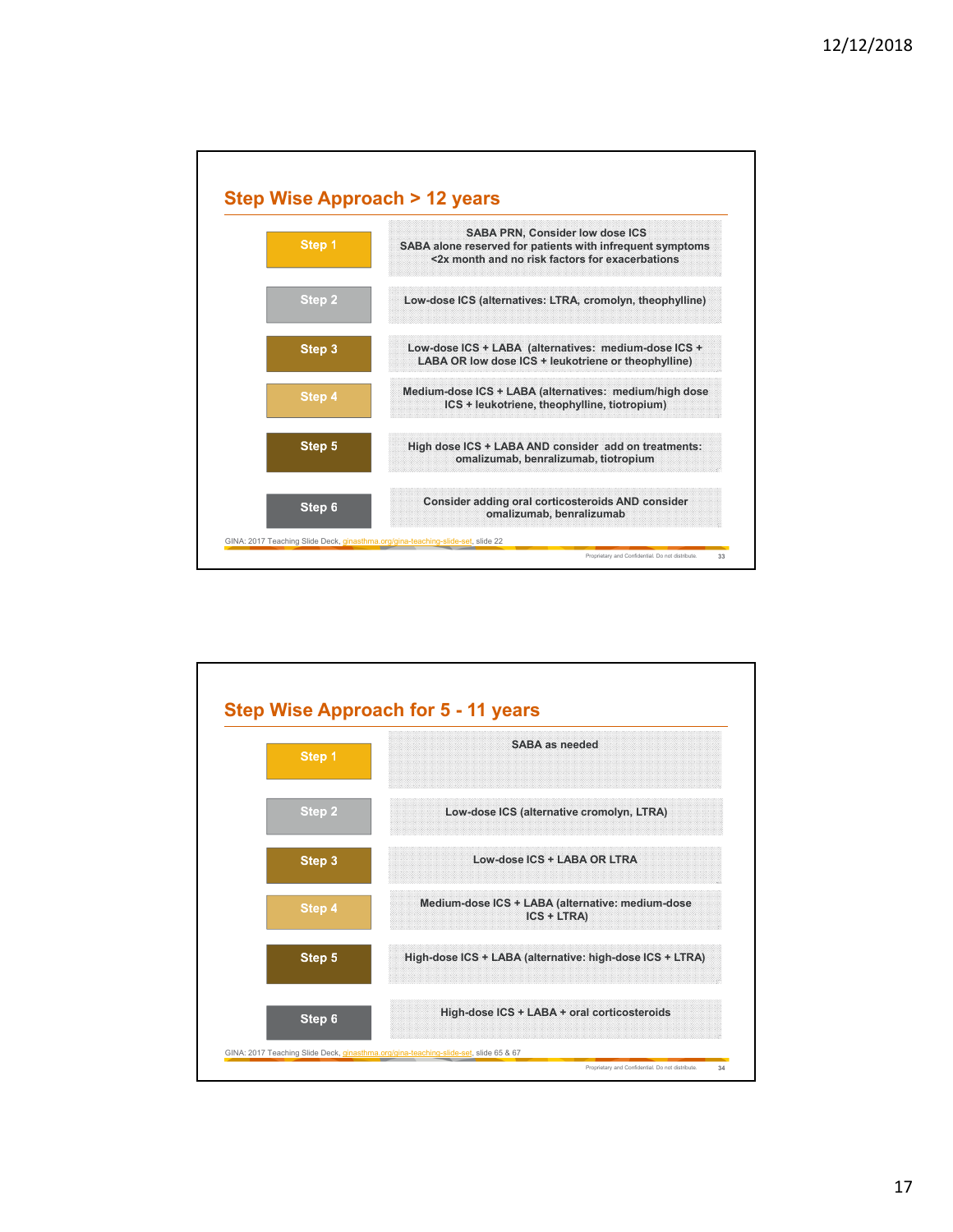## Step Wise Approach > 12 years

| Step | Treatment |
|---|---|
| Step 1 | SABA PRN, Consider low dose ICS<br>SABA alone reserved for patients with infrequent symptoms <2x month and no risk factors for exacerbations |
| Step 2 | Low-dose ICS (alternatives: LTRA, cromolyn, theophylline) |
| Step 3 | Low-dose ICS + LABA (alternatives: medium-dose ICS + LABA OR low dose ICS + leukotriene or theophylline) |
| Step 4 | Medium-dose ICS + LABA (alternatives: medium/high dose ICS + leukotriene, theophylline, tiotropium) |
| Step 5 | High dose ICS + LABA AND consider add on treatments: omalizumab, benralizumab, tiotropium |
| Step 6 | Consider adding oral corticosteroids AND consider omalizumab, benralizumab |

GINA: 2017 Teaching Slide Deck, ginasthma.org/gina-teaching-slide-set, slide 22

## Step Wise Approach for 5 - 11 years

| Step | Treatment |
|---|---|
| Step 1 | SABA as needed |
| Step 2 | Low-dose ICS (alternative cromolyn, LTRA) |
| Step 3 | Low-dose ICS + LABA OR LTRA |
| Step 4 | Medium-dose ICS + LABA (alternative: medium-dose ICS + LTRA) |
| Step 5 | High-dose ICS + LABA (alternative: high-dose ICS + LTRA) |
| Step 6 | High-dose ICS + LABA + oral corticosteroids |

GINA: 2017 Teaching Slide Deck, ginasthma.org/gina-teaching-slide-set, slide 65 & 67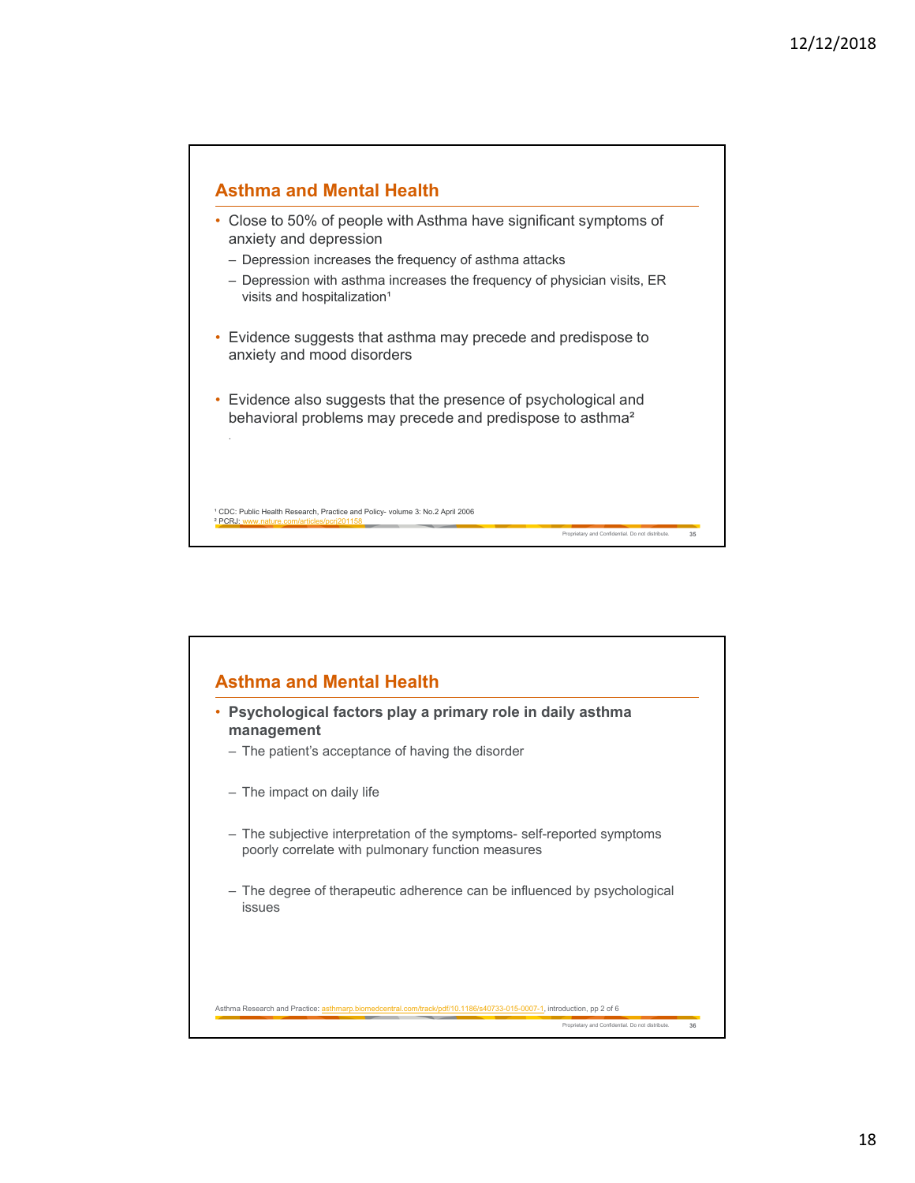## Asthma and Mental Health

- Close to 50% of people with Asthma have significant symptoms of anxiety and depression
  - Depression increases the frequency of asthma attacks
  - Depression with asthma increases the frequency of physician visits, ER visits and hospitalization[1]
- Evidence suggests that asthma may precede and predispose to anxiety and mood disorders
- Evidence also suggests that the presence of psychological and behavioral problems may precede and predispose to asthma[2]

[1] CDC: Public Health Research, Practice and Policy- volume 3: No.2 April 2006
[2] PCRJ: www.nature.com/articles/pcrj201158

Proprietary and Confidential. Do not distribute.

## Asthma and Mental Health

- **Psychological factors play a primary role in daily asthma management**
  - The patient's acceptance of having the disorder
  - The impact on daily life
  - The subjective interpretation of the symptoms- self-reported symptoms poorly correlate with pulmonary function measures
  - The degree of therapeutic adherence can be influenced by psychological issues

Asthma Research and Practice: asthmarp.biomedcentral.com/track/pdf/10.1186/s40733-015-0007-1, introduction, pp 2 of 6

Proprietary and Confidential. Do not distribute.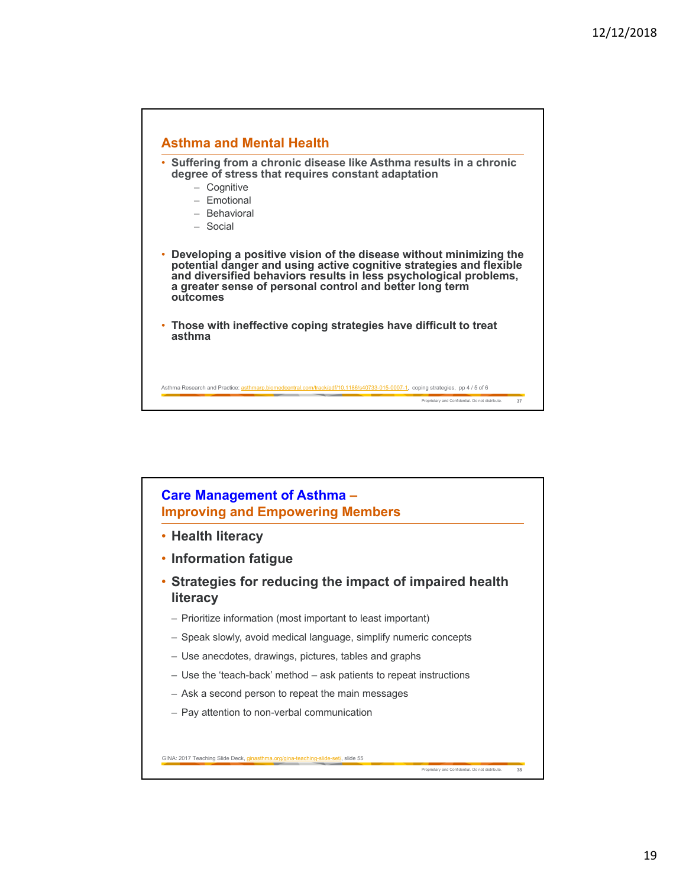## Asthma and Mental Health

- **Suffering from a chronic disease like Asthma results in a chronic degree of stress that requires constant adaptation**
  - Cognitive
  - Emotional
  - Behavioral
  - Social

- **Developing a positive vision of the disease without minimizing the potential danger and using active cognitive strategies and flexible and diversified behaviors results in less psychological problems, a greater sense of personal control and better long term outcomes**

- **Those with ineffective coping strategies have difficult to treat asthma**

Asthma Research and Practice: asthmarp.biomedcentral.com/track/pdf/10.1186/s40733-015-0007-1, coping strategies, pp 4 / 5 of 6

## Care Management of Asthma – Improving and Empowering Members

- **Health literacy**
- **Information fatigue**
- **Strategies for reducing the impact of impaired health literacy**
  - Prioritize information (most important to least important)
  - Speak slowly, avoid medical language, simplify numeric concepts
  - Use anecdotes, drawings, pictures, tables and graphs
  - Use the 'teach-back' method – ask patients to repeat instructions
  - Ask a second person to repeat the main messages
  - Pay attention to non-verbal communication

GINA: 2017 Teaching Slide Deck, ginasthma.org/gina-teaching-slide-set/, slide 55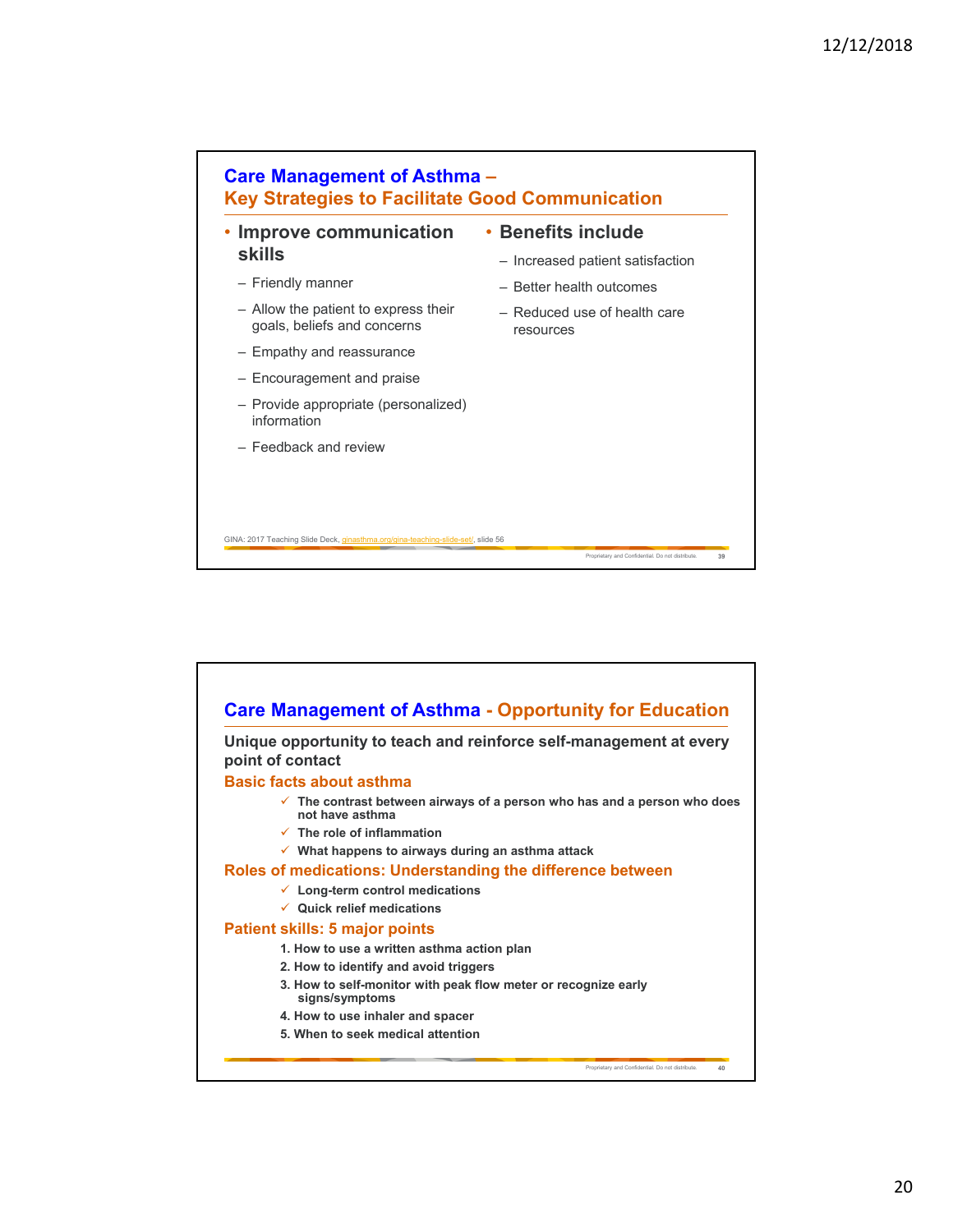## Care Management of Asthma – Key Strategies to Facilitate Good Communication

- **Improve communication skills**
  - Friendly manner
  - Allow the patient to express their goals, beliefs and concerns
  - Empathy and reassurance
  - Encouragement and praise
  - Provide appropriate (personalized) information
  - Feedback and review
- **Benefits include**
  - Increased patient satisfaction
  - Better health outcomes
  - Reduced use of health care resources

GINA: 2017 Teaching Slide Deck, ginasthma.org/gina-teaching-slide-set/, slide 56

## Care Management of Asthma - Opportunity for Education

**Unique opportunity to teach and reinforce self-management at every point of contact**

### Basic facts about asthma

- ✓ **The contrast between airways of a person who has and a person who does not have asthma**
- ✓ **The role of inflammation**
- ✓ **What happens to airways during an asthma attack**

### Roles of medications: Understanding the difference between

- ✓ **Long-term control medications**
- ✓ **Quick relief medications**

### Patient skills: 5 major points

1. **How to use a written asthma action plan**
2. **How to identify and avoid triggers**
3. **How to self-monitor with peak flow meter or recognize early signs/symptoms**
4. **How to use inhaler and spacer**
5. **When to seek medical attention**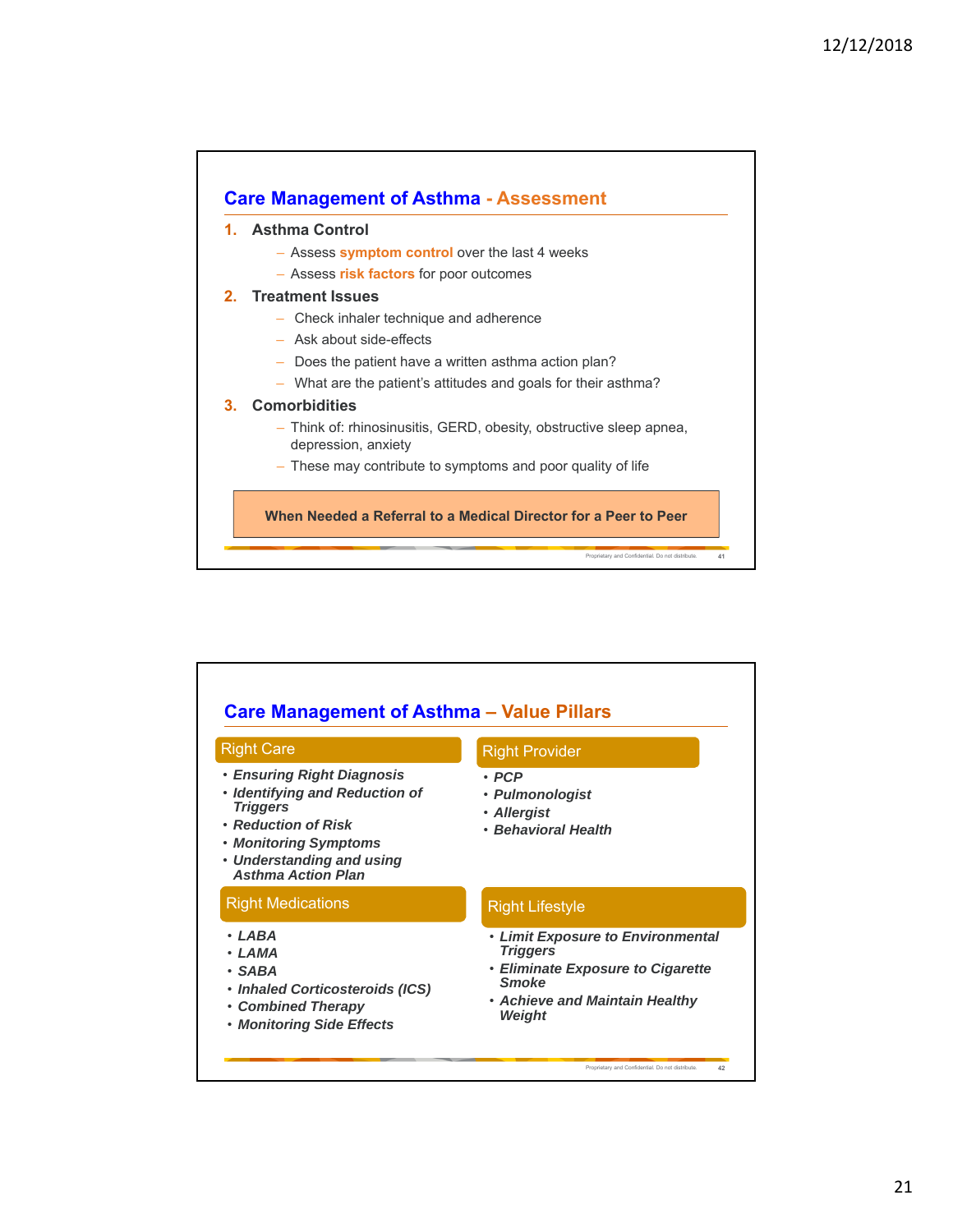## Care Management of Asthma - Assessment

1. **Asthma Control**
   - Assess **symptom control** over the last 4 weeks
   - Assess **risk factors** for poor outcomes
2. **Treatment Issues**
   - Check inhaler technique and adherence
   - Ask about side-effects
   - Does the patient have a written asthma action plan?
   - What are the patient's attitudes and goals for their asthma?
3. **Comorbidities**
   - Think of: rhinosinusitis, GERD, obesity, obstructive sleep apnea, depression, anxiety
   - These may contribute to symptoms and poor quality of life

**When Needed a Referral to a Medical Director for a Peer to Peer**

## Care Management of Asthma – Value Pillars

### Right Care

- ***Ensuring Right Diagnosis***
- ***Identifying and Reduction of Triggers***
- ***Reduction of Risk***
- ***Monitoring Symptoms***
- ***Understanding and using Asthma Action Plan***

### Right Provider

- ***PCP***
- ***Pulmonologist***
- ***Allergist***
- ***Behavioral Health***

### Right Medications

- ***LABA***
- ***LAMA***
- ***SABA***
- ***Inhaled Corticosteroids (ICS)***
- ***Combined Therapy***
- ***Monitoring Side Effects***

### Right Lifestyle

- ***Limit Exposure to Environmental Triggers***
- ***Eliminate Exposure to Cigarette Smoke***
- ***Achieve and Maintain Healthy Weight***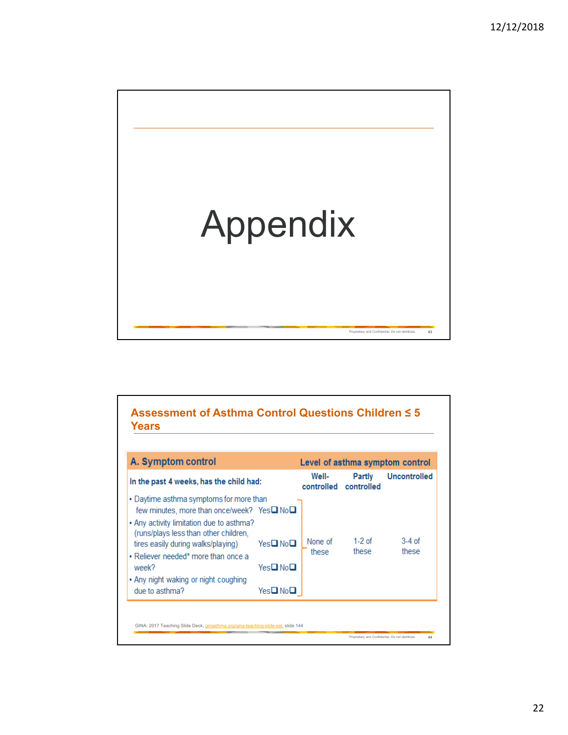# Appendix

## Assessment of Asthma Control Questions Children ≤ 5 Years

| A. Symptom control | | Level of asthma symptom control | | |
|---|---|---|---|---|
| **In the past 4 weeks, has the child had:** | | **Well-controlled** | **Partly controlled** | **Uncontrolled** |
| • Daytime asthma symptoms for more than few minutes, more than once/week? | Yes☐ No☐ | None of these | 1-2 of these | 3-4 of these |
| • Any activity limitation due to asthma? (runs/plays less than other children, tires easily during walks/playing) | Yes☐ No☐ | | | |
| • Reliever needed* more than once a week? | Yes☐ No☐ | | | |
| • Any night waking or night coughing due to asthma? | Yes☐ No☐ | | | |

GINA: 2017 Teaching Slide Deck, ginasthma.org/gina-teaching-slide-set, slide 144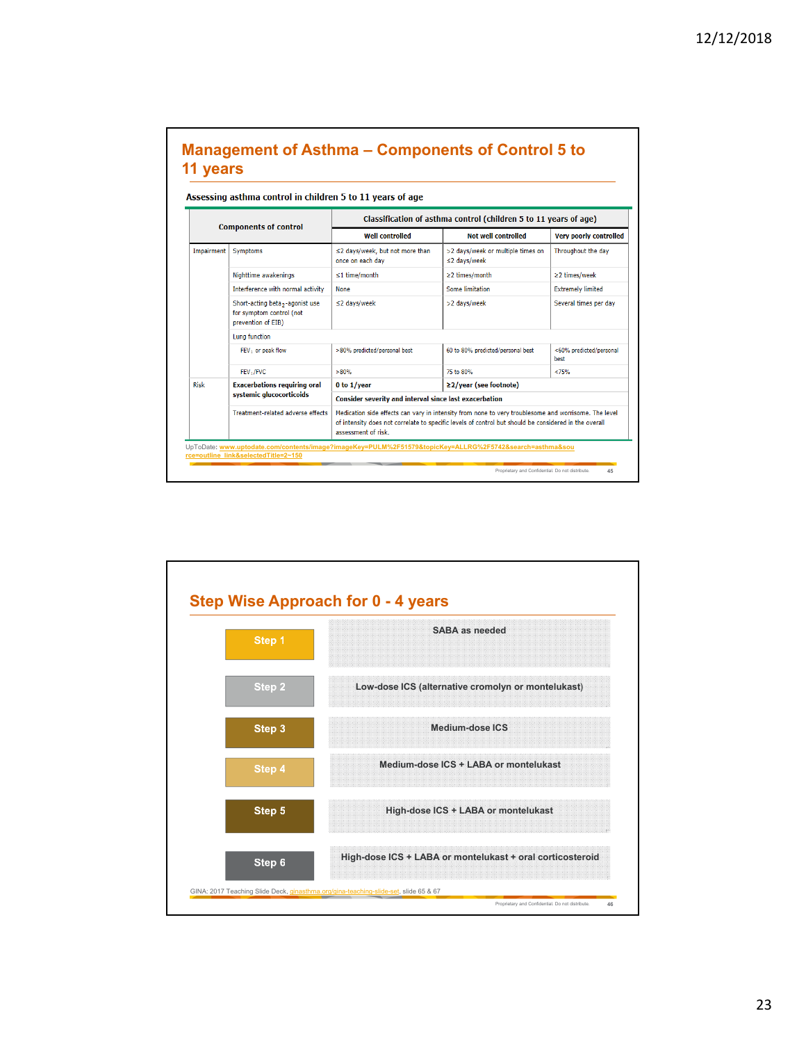## Management of Asthma – Components of Control 5 to 11 years

Assessing asthma control in children 5 to 11 years of age

| Components of control | | Classification of asthma control (children 5 to 11 years of age) | | |
|---|---|---|---|---|
| | | Well controlled | Not well controlled | Very poorly controlled |
| Impairment | Symptoms | ≤2 days/week, but not more than once on each day | >2 days/week or multiple times on ≤2 days/week | Throughout the day |
| | Nighttime awakenings | ≤1 time/month | ≥2 times/month | ≥2 times/week |
| | Interference with normal activity | None | Some limitation | Extremely limited |
| | Short-acting $beta_2$-agonist use for symptom control (not prevention of EIB) | ≤2 days/week | >2 days/week | Several times per day |
| | Lung function | | | |
| | $FEV_1$ or peak flow | >80% predicted/personal best | 60 to 80% predicted/personal best | <60% predicted/personal best |
| | $FEV_1$/FVC | >80% | 75 to 80% | <75% |
| Risk | Exacerbations requiring oral systemic glucocorticoids | 0 to 1/year | ≥2/year (see footnote) | |
| | | Consider severity and interval since last exacerbation | | |
| | Treatment-related adverse effects | Medication side effects can vary in intensity from none to very troublesome and worrisome. The level of intensity does not correlate to specific levels of control but should be considered in the overall assessment of risk. | | |

UpToDate: www.uptodate.com/contents/image?imageKey=PULM%2F51579&topicKey=ALLRG%2F5742&search=asthma&source=outline_link&selectedTitle=2~150

Proprietary and Confidential. Do not distribute.

## Step Wise Approach for 0 - 4 years

| Step | Treatment |
|---|---|
| Step 1 | SABA as needed |
| Step 2 | Low-dose ICS (alternative cromolyn or montelukast) |
| Step 3 | Medium-dose ICS |
| Step 4 | Medium-dose ICS + LABA or montelukast |
| Step 5 | High-dose ICS + LABA or montelukast |
| Step 6 | High-dose ICS + LABA or montelukast + oral corticosteroid |

GINA: 2017 Teaching Slide Deck, ginasthma.org/gina-teaching-slide-set, slide 65 & 67

Proprietary and Confidential. Do not distribute.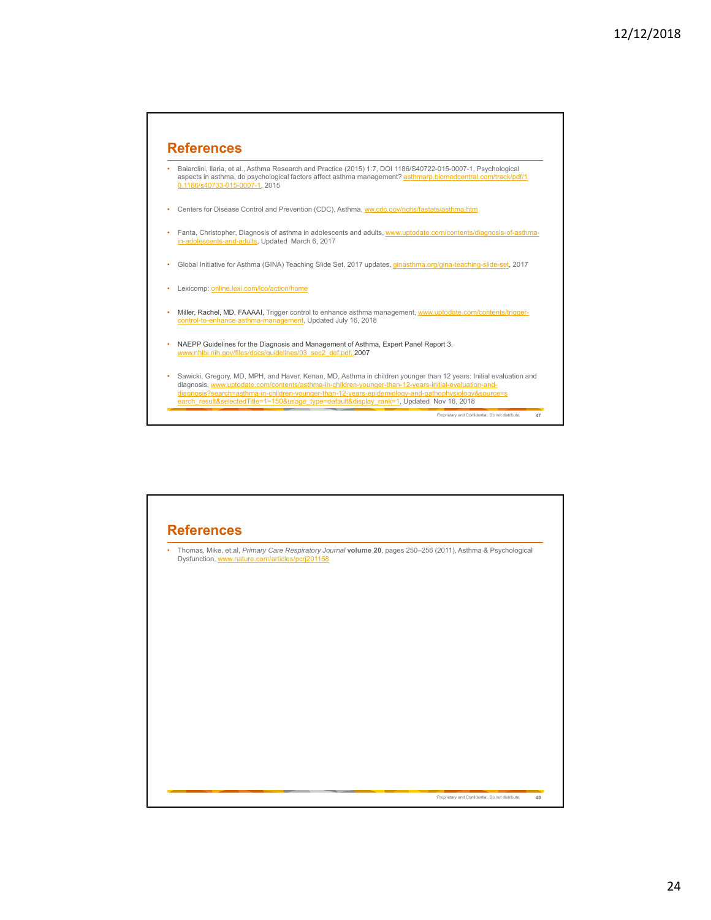## References

- Baiarclini, Ilaria, et al., Asthma Research and Practice (2015) 1:7, DOI 1186/S40722-015-0007-1, Psychological aspects in asthma, do psychological factors affect asthma management? asthmarp.biomedcentral.com/track/pdf/10.1186/s40733-015-0007-1, 2015

- Centers for Disease Control and Prevention (CDC), Asthma, ww.cdc.gov/nchs/fastats/asthma.htm

- Fanta, Christopher, Diagnosis of asthma in adolescents and adults, www.uptodate.com/contents/diagnosis-of-asthma-in-adolescents-and-adults, Updated March 6, 2017

- Global Initiative for Asthma (GINA) Teaching Slide Set, 2017 updates, ginasthma.org/gina-teaching-slide-set, 2017

- Lexicomp: online.lexi.com/lco/action/home

- Miller, Rachel, MD, FAAAAI, Trigger control to enhance asthma management, www.uptodate.com/contents/trigger-control-to-enhance-asthma-management, Updated July 16, 2018

- NAEPP Guidelines for the Diagnosis and Management of Asthma, Expert Panel Report 3, www.nhlbi.nih.gov/files/docs/guidelines/03_sec2_def.pdf, 2007

- Sawicki, Gregory, MD, MPH, and Haver, Kenan, MD, Asthma in children younger than 12 years: Initial evaluation and diagnosis, www.uptodate.com/contents/asthma-in-children-younger-than-12-years-initial-evaluation-and-diagnosis?search=asthma-in-children-younger-than-12-years-epidemiology-and-pathophysiology&source=search_result&selectedTitle=1~150&usage_type=default&display_rank=1, Updated Nov 16, 2018

Proprietary and Confidential. Do not distribute.

## References

- Thomas, Mike, et.al, *Primary Care Respiratory Journal* **volume 20**, pages 250–256 (2011), Asthma & Psychological Dysfunction, www.nature.com/articles/pcrj201158

Proprietary and Confidential. Do not distribute.